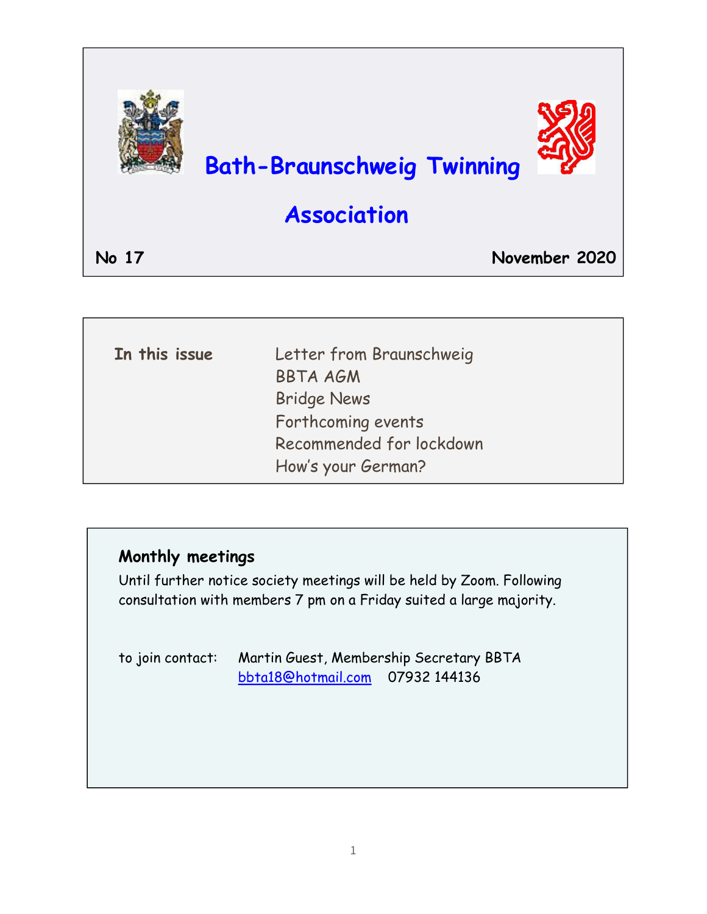# Bath-Braunschweig Twinning Association

**No 17** **November 2020**

**In this issue**

- Letter from Braunschweig
- BBTA AGM
- Bridge News
- Forthcoming events
- Recommended for lockdown
- How's your German?

## Monthly meetings

Until further notice society meetings will be held by Zoom. Following consultation with members 7 pm on a Friday suited a large majority.

to join contact: Martin Guest, Membership Secretary BBTA
bbta18@hotmail.com 07932 144136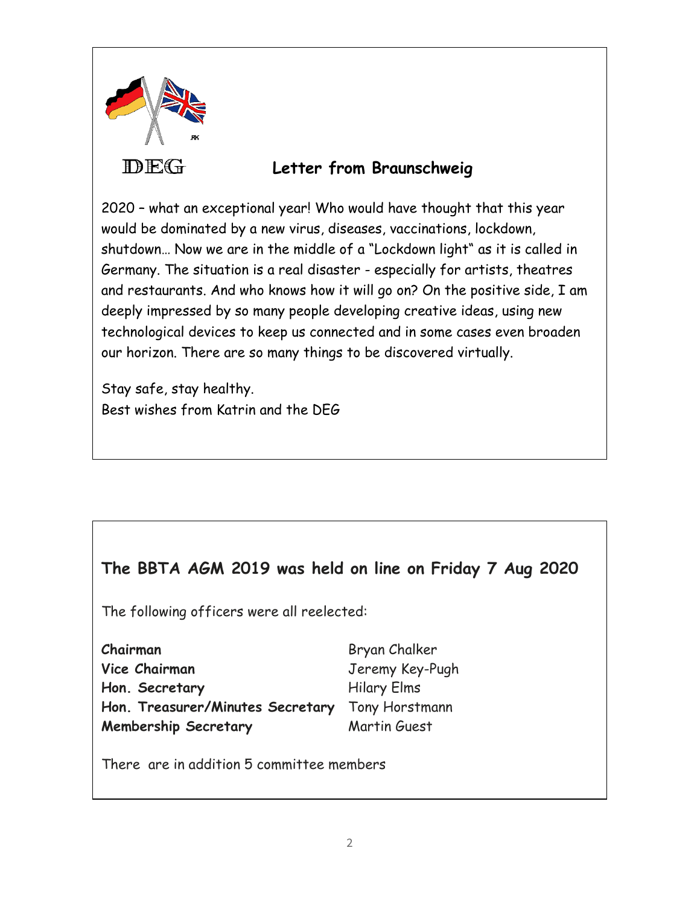DEG

## Letter from Braunschweig

2020 – what an exceptional year! Who would have thought that this year would be dominated by a new virus, diseases, vaccinations, lockdown, shutdown… Now we are in the middle of a "Lockdown light" as it is called in Germany. The situation is a real disaster - especially for artists, theatres and restaurants. And who knows how it will go on? On the positive side, I am deeply impressed by so many people developing creative ideas, using new technological devices to keep us connected and in some cases even broaden our horizon. There are so many things to be discovered virtually.

Stay safe, stay healthy.
Best wishes from Katrin and the DEG

## The BBTA AGM 2019 was held on line on Friday 7 Aug 2020

The following officers were all reelected:

| | |
|---|---|
| **Chairman** | Bryan Chalker |
| **Vice Chairman** | Jeremy Key-Pugh |
| **Hon. Secretary** | Hilary Elms |
| **Hon. Treasurer/Minutes Secretary** | Tony Horstmann |
| **Membership Secretary** | Martin Guest |

There are in addition 5 committee members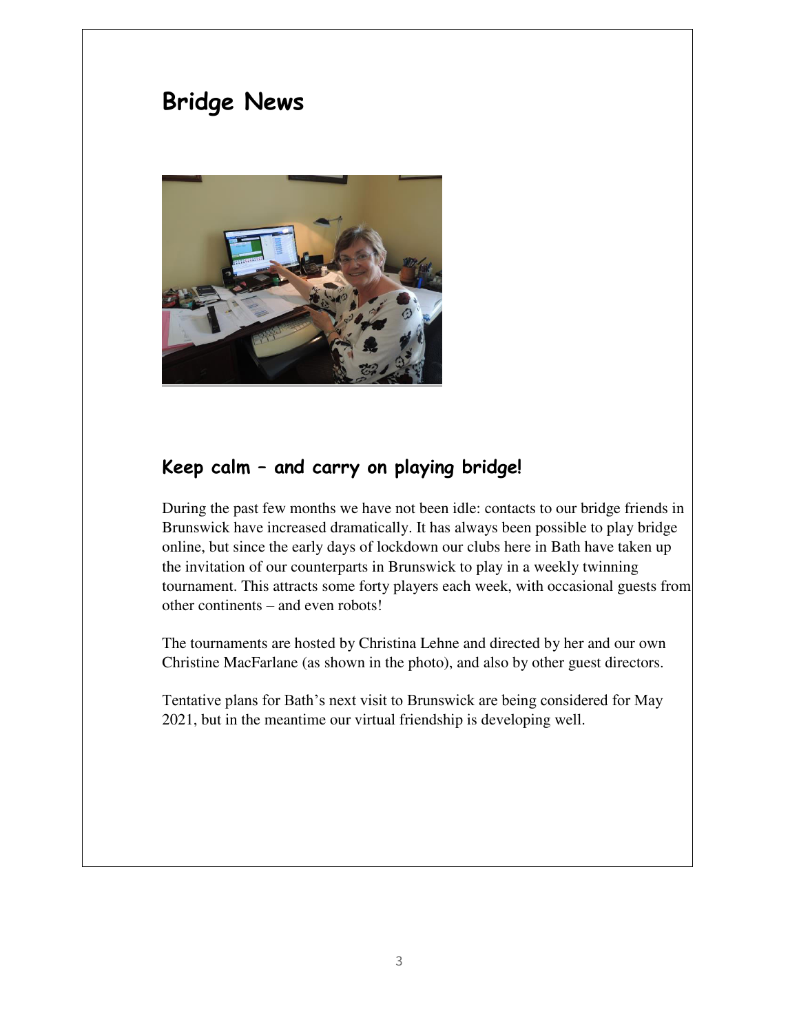# Bridge News

## Keep calm – and carry on playing bridge!

During the past few months we have not been idle: contacts to our bridge friends in Brunswick have increased dramatically. It has always been possible to play bridge online, but since the early days of lockdown our clubs here in Bath have taken up the invitation of our counterparts in Brunswick to play in a weekly twinning tournament. This attracts some forty players each week, with occasional guests from other continents – and even robots!

The tournaments are hosted by Christina Lehne and directed by her and our own Christine MacFarlane (as shown in the photo), and also by other guest directors.

Tentative plans for Bath's next visit to Brunswick are being considered for May 2021, but in the meantime our virtual friendship is developing well.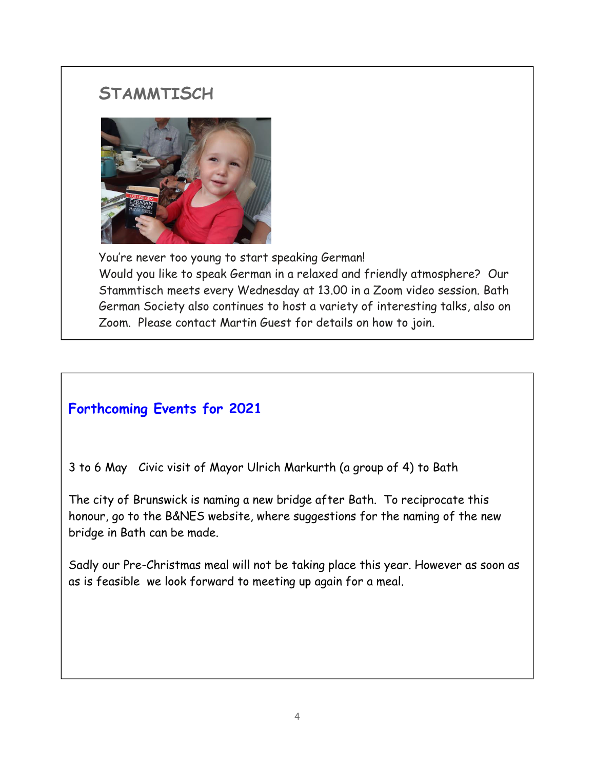## STAMMTISCH

You're never too young to start speaking German!
Would you like to speak German in a relaxed and friendly atmosphere? Our Stammtisch meets every Wednesday at 13.00 in a Zoom video session. Bath German Society also continues to host a variety of interesting talks, also on Zoom. Please contact Martin Guest for details on how to join.

## Forthcoming Events for 2021

3 to 6 May Civic visit of Mayor Ulrich Markurth (a group of 4) to Bath

The city of Brunswick is naming a new bridge after Bath. To reciprocate this honour, go to the B&NES website, where suggestions for the naming of the new bridge in Bath can be made.

Sadly our Pre-Christmas meal will not be taking place this year. However as soon as as is feasible we look forward to meeting up again for a meal.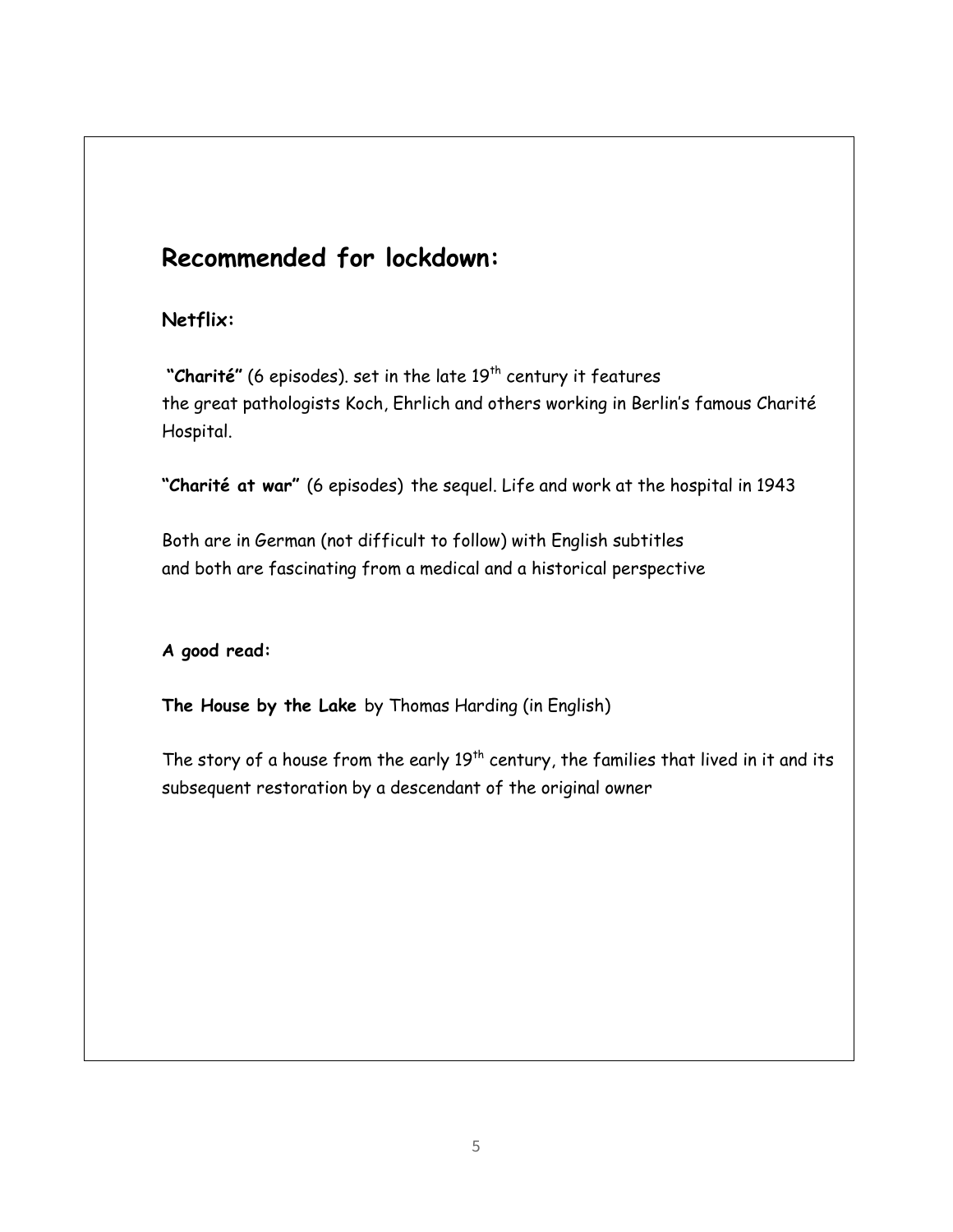## Recommended for lockdown:

### Netflix:

**"Charité"** (6 episodes). set in the late 19th century it features the great pathologists Koch, Ehrlich and others working in Berlin's famous Charité Hospital.

**"Charité at war"** (6 episodes) the sequel. Life and work at the hospital in 1943

Both are in German (not difficult to follow) with English subtitles and both are fascinating from a medical and a historical perspective

***A good read:***

**The House by the Lake** by Thomas Harding (in English)

The story of a house from the early 19th century, the families that lived in it and its subsequent restoration by a descendant of the original owner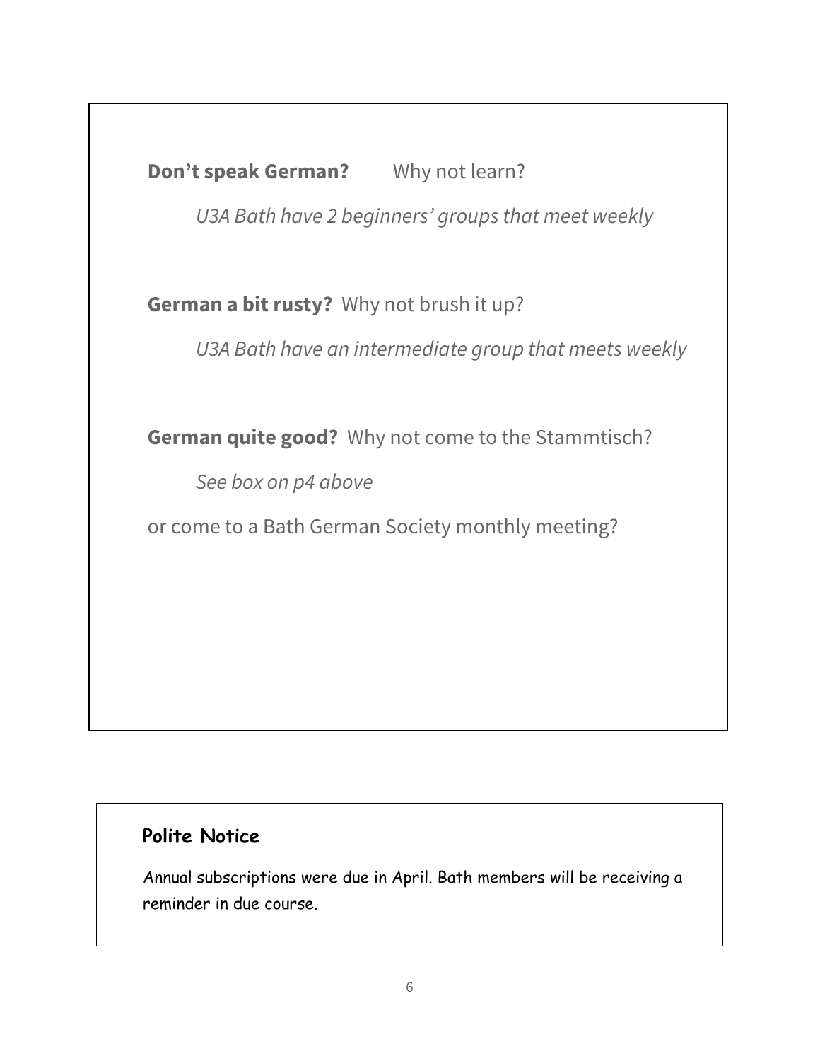**Don't speak German?** Why not learn?

*U3A Bath have 2 beginners' groups that meet weekly*

**German a bit rusty?** Why not brush it up?

*U3A Bath have an intermediate group that meets weekly*

**German quite good?** Why not come to the Stammtisch?

*See box on p4 above*

or come to a Bath German Society monthly meeting?

**Polite Notice**

Annual subscriptions were due in April. Bath members will be receiving a reminder in due course.